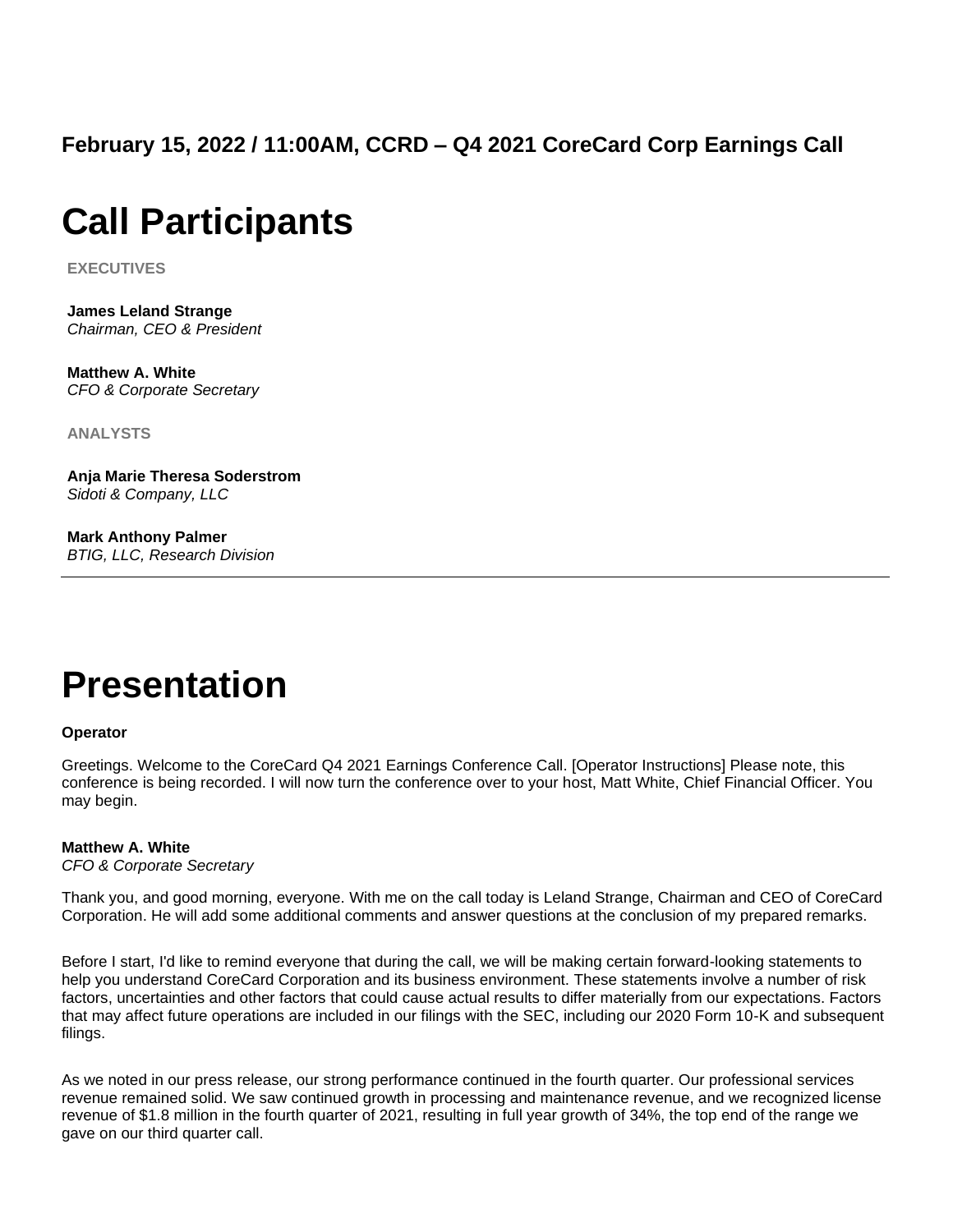**February 15, 2022 / 11:00AM, CCRD – Q4 2021 CoreCard Corp Earnings Call**

# Call Participants

**EXECUTIVES**

**James Leland Strange**
*Chairman, CEO & President*

**Matthew A. White**
*CFO & Corporate Secretary*

**ANALYSTS**

**Anja Marie Theresa Soderstrom**
*Sidoti & Company, LLC*

**Mark Anthony Palmer**
*BTIG, LLC, Research Division*

---

# Presentation

**Operator**

Greetings. Welcome to the CoreCard Q4 2021 Earnings Conference Call. [Operator Instructions] Please note, this conference is being recorded. I will now turn the conference over to your host, Matt White, Chief Financial Officer. You may begin.

**Matthew A. White**
*CFO & Corporate Secretary*

Thank you, and good morning, everyone. With me on the call today is Leland Strange, Chairman and CEO of CoreCard Corporation. He will add some additional comments and answer questions at the conclusion of my prepared remarks.

Before I start, I'd like to remind everyone that during the call, we will be making certain forward-looking statements to help you understand CoreCard Corporation and its business environment. These statements involve a number of risk factors, uncertainties and other factors that could cause actual results to differ materially from our expectations. Factors that may affect future operations are included in our filings with the SEC, including our 2020 Form 10-K and subsequent filings.

As we noted in our press release, our strong performance continued in the fourth quarter. Our professional services revenue remained solid. We saw continued growth in processing and maintenance revenue, and we recognized license revenue of $1.8 million in the fourth quarter of 2021, resulting in full year growth of 34%, the top end of the range we gave on our third quarter call.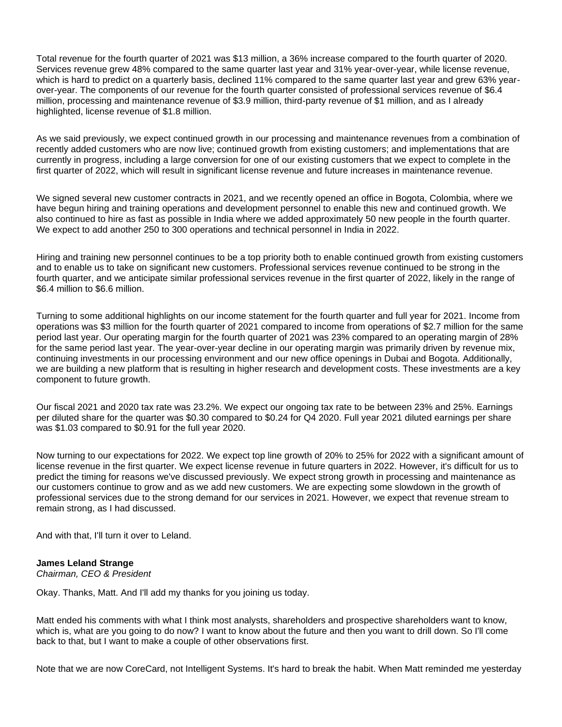Total revenue for the fourth quarter of 2021 was $13 million, a 36% increase compared to the fourth quarter of 2020. Services revenue grew 48% compared to the same quarter last year and 31% year-over-year, while license revenue, which is hard to predict on a quarterly basis, declined 11% compared to the same quarter last year and grew 63% year-over-year. The components of our revenue for the fourth quarter consisted of professional services revenue of $6.4 million, processing and maintenance revenue of $3.9 million, third-party revenue of $1 million, and as I already highlighted, license revenue of $1.8 million.

As we said previously, we expect continued growth in our processing and maintenance revenues from a combination of recently added customers who are now live; continued growth from existing customers; and implementations that are currently in progress, including a large conversion for one of our existing customers that we expect to complete in the first quarter of 2022, which will result in significant license revenue and future increases in maintenance revenue.

We signed several new customer contracts in 2021, and we recently opened an office in Bogota, Colombia, where we have begun hiring and training operations and development personnel to enable this new and continued growth. We also continued to hire as fast as possible in India where we added approximately 50 new people in the fourth quarter. We expect to add another 250 to 300 operations and technical personnel in India in 2022.

Hiring and training new personnel continues to be a top priority both to enable continued growth from existing customers and to enable us to take on significant new customers. Professional services revenue continued to be strong in the fourth quarter, and we anticipate similar professional services revenue in the first quarter of 2022, likely in the range of $6.4 million to $6.6 million.

Turning to some additional highlights on our income statement for the fourth quarter and full year for 2021. Income from operations was $3 million for the fourth quarter of 2021 compared to income from operations of $2.7 million for the same period last year. Our operating margin for the fourth quarter of 2021 was 23% compared to an operating margin of 28% for the same period last year. The year-over-year decline in our operating margin was primarily driven by revenue mix, continuing investments in our processing environment and our new office openings in Dubai and Bogota. Additionally, we are building a new platform that is resulting in higher research and development costs. These investments are a key component to future growth.

Our fiscal 2021 and 2020 tax rate was 23.2%. We expect our ongoing tax rate to be between 23% and 25%. Earnings per diluted share for the quarter was $0.30 compared to $0.24 for Q4 2020. Full year 2021 diluted earnings per share was $1.03 compared to $0.91 for the full year 2020.

Now turning to our expectations for 2022. We expect top line growth of 20% to 25% for 2022 with a significant amount of license revenue in the first quarter. We expect license revenue in future quarters in 2022. However, it's difficult for us to predict the timing for reasons we've discussed previously. We expect strong growth in processing and maintenance as our customers continue to grow and as we add new customers. We are expecting some slowdown in the growth of professional services due to the strong demand for our services in 2021. However, we expect that revenue stream to remain strong, as I had discussed.

And with that, I'll turn it over to Leland.

**James Leland Strange**
*Chairman, CEO & President*

Okay. Thanks, Matt. And I'll add my thanks for you joining us today.

Matt ended his comments with what I think most analysts, shareholders and prospective shareholders want to know, which is, what are you going to do now? I want to know about the future and then you want to drill down. So I'll come back to that, but I want to make a couple of other observations first.

Note that we are now CoreCard, not Intelligent Systems. It's hard to break the habit. When Matt reminded me yesterday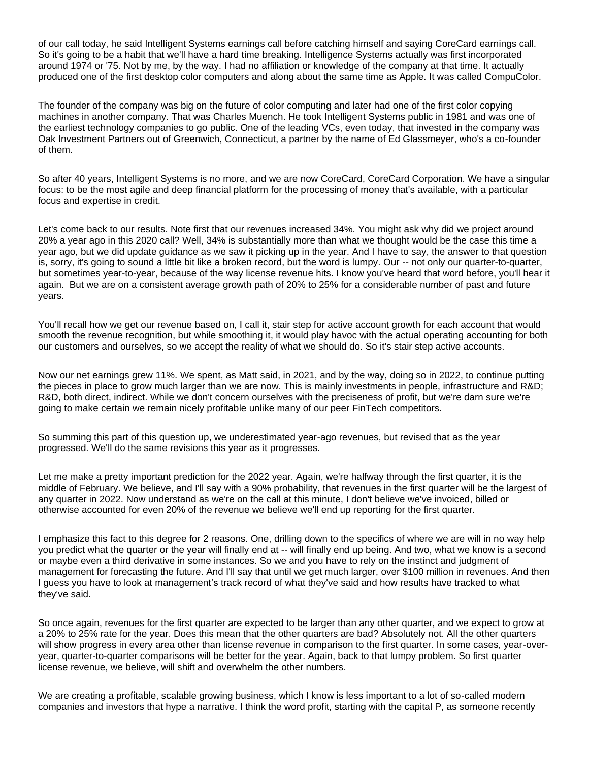of our call today, he said Intelligent Systems earnings call before catching himself and saying CoreCard earnings call. So it's going to be a habit that we'll have a hard time breaking. Intelligence Systems actually was first incorporated around 1974 or '75. Not by me, by the way. I had no affiliation or knowledge of the company at that time. It actually produced one of the first desktop color computers and along about the same time as Apple. It was called CompuColor.

The founder of the company was big on the future of color computing and later had one of the first color copying machines in another company. That was Charles Muench. He took Intelligent Systems public in 1981 and was one of the earliest technology companies to go public. One of the leading VCs, even today, that invested in the company was Oak Investment Partners out of Greenwich, Connecticut, a partner by the name of Ed Glassmeyer, who's a co-founder of them.

So after 40 years, Intelligent Systems is no more, and we are now CoreCard, CoreCard Corporation. We have a singular focus: to be the most agile and deep financial platform for the processing of money that's available, with a particular focus and expertise in credit.

Let's come back to our results. Note first that our revenues increased 34%. You might ask why did we project around 20% a year ago in this 2020 call? Well, 34% is substantially more than what we thought would be the case this time a year ago, but we did update guidance as we saw it picking up in the year. And I have to say, the answer to that question is, sorry, it's going to sound a little bit like a broken record, but the word is lumpy. Our -- not only our quarter-to-quarter, but sometimes year-to-year, because of the way license revenue hits. I know you've heard that word before, you'll hear it again. But we are on a consistent average growth path of 20% to 25% for a considerable number of past and future years.

You'll recall how we get our revenue based on, I call it, stair step for active account growth for each account that would smooth the revenue recognition, but while smoothing it, it would play havoc with the actual operating accounting for both our customers and ourselves, so we accept the reality of what we should do. So it's stair step active accounts.

Now our net earnings grew 11%. We spent, as Matt said, in 2021, and by the way, doing so in 2022, to continue putting the pieces in place to grow much larger than we are now. This is mainly investments in people, infrastructure and R&D; R&D, both direct, indirect. While we don't concern ourselves with the preciseness of profit, but we're darn sure we're going to make certain we remain nicely profitable unlike many of our peer FinTech competitors.

So summing this part of this question up, we underestimated year-ago revenues, but revised that as the year progressed. We'll do the same revisions this year as it progresses.

Let me make a pretty important prediction for the 2022 year. Again, we're halfway through the first quarter, it is the middle of February. We believe, and I'll say with a 90% probability, that revenues in the first quarter will be the largest of any quarter in 2022. Now understand as we're on the call at this minute, I don't believe we've invoiced, billed or otherwise accounted for even 20% of the revenue we believe we'll end up reporting for the first quarter.

I emphasize this fact to this degree for 2 reasons. One, drilling down to the specifics of where we are will in no way help you predict what the quarter or the year will finally end at -- will finally end up being. And two, what we know is a second or maybe even a third derivative in some instances. So we and you have to rely on the instinct and judgment of management for forecasting the future. And I'll say that until we get much larger, over $100 million in revenues. And then I guess you have to look at management's track record of what they've said and how results have tracked to what they've said.

So once again, revenues for the first quarter are expected to be larger than any other quarter, and we expect to grow at a 20% to 25% rate for the year. Does this mean that the other quarters are bad? Absolutely not. All the other quarters will show progress in every area other than license revenue in comparison to the first quarter. In some cases, year-over-year, quarter-to-quarter comparisons will be better for the year. Again, back to that lumpy problem. So first quarter license revenue, we believe, will shift and overwhelm the other numbers.

We are creating a profitable, scalable growing business, which I know is less important to a lot of so-called modern companies and investors that hype a narrative. I think the word profit, starting with the capital P, as someone recently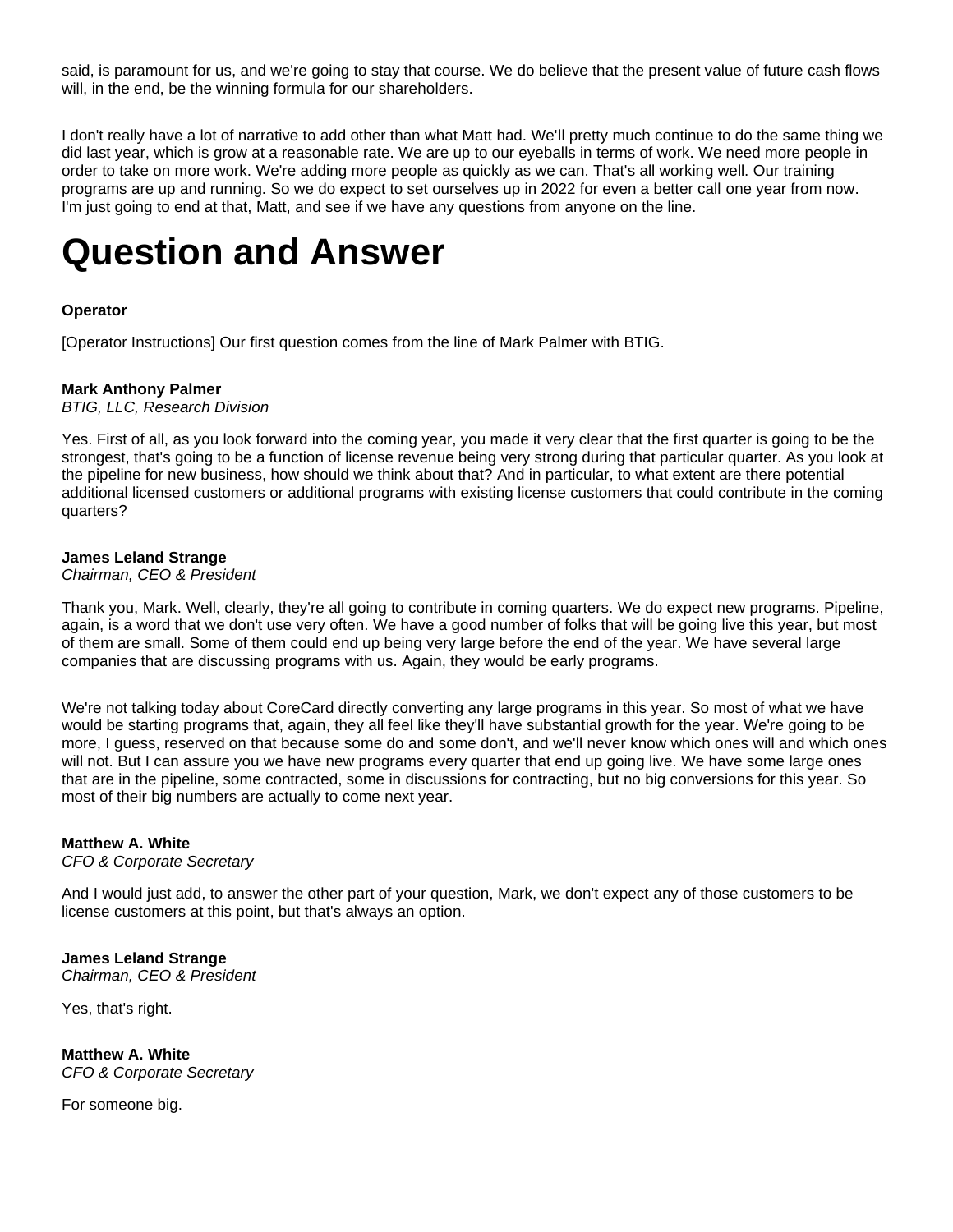said, is paramount for us, and we're going to stay that course. We do believe that the present value of future cash flows will, in the end, be the winning formula for our shareholders.

I don't really have a lot of narrative to add other than what Matt had. We'll pretty much continue to do the same thing we did last year, which is grow at a reasonable rate. We are up to our eyeballs in terms of work. We need more people in order to take on more work. We're adding more people as quickly as we can. That's all working well. Our training programs are up and running. So we do expect to set ourselves up in 2022 for even a better call one year from now. I'm just going to end at that, Matt, and see if we have any questions from anyone on the line.

# Question and Answer

**Operator**

[Operator Instructions] Our first question comes from the line of Mark Palmer with BTIG.

**Mark Anthony Palmer**
*BTIG, LLC, Research Division*

Yes. First of all, as you look forward into the coming year, you made it very clear that the first quarter is going to be the strongest, that's going to be a function of license revenue being very strong during that particular quarter. As you look at the pipeline for new business, how should we think about that? And in particular, to what extent are there potential additional licensed customers or additional programs with existing license customers that could contribute in the coming quarters?

**James Leland Strange**
*Chairman, CEO & President*

Thank you, Mark. Well, clearly, they're all going to contribute in coming quarters. We do expect new programs. Pipeline, again, is a word that we don't use very often. We have a good number of folks that will be going live this year, but most of them are small. Some of them could end up being very large before the end of the year. We have several large companies that are discussing programs with us. Again, they would be early programs.

We're not talking today about CoreCard directly converting any large programs in this year. So most of what we have would be starting programs that, again, they all feel like they'll have substantial growth for the year. We're going to be more, I guess, reserved on that because some do and some don't, and we'll never know which ones will and which ones will not. But I can assure you we have new programs every quarter that end up going live. We have some large ones that are in the pipeline, some contracted, some in discussions for contracting, but no big conversions for this year. So most of their big numbers are actually to come next year.

**Matthew A. White**
*CFO & Corporate Secretary*

And I would just add, to answer the other part of your question, Mark, we don't expect any of those customers to be license customers at this point, but that's always an option.

**James Leland Strange**
*Chairman, CEO & President*

Yes, that's right.

**Matthew A. White**
*CFO & Corporate Secretary*

For someone big.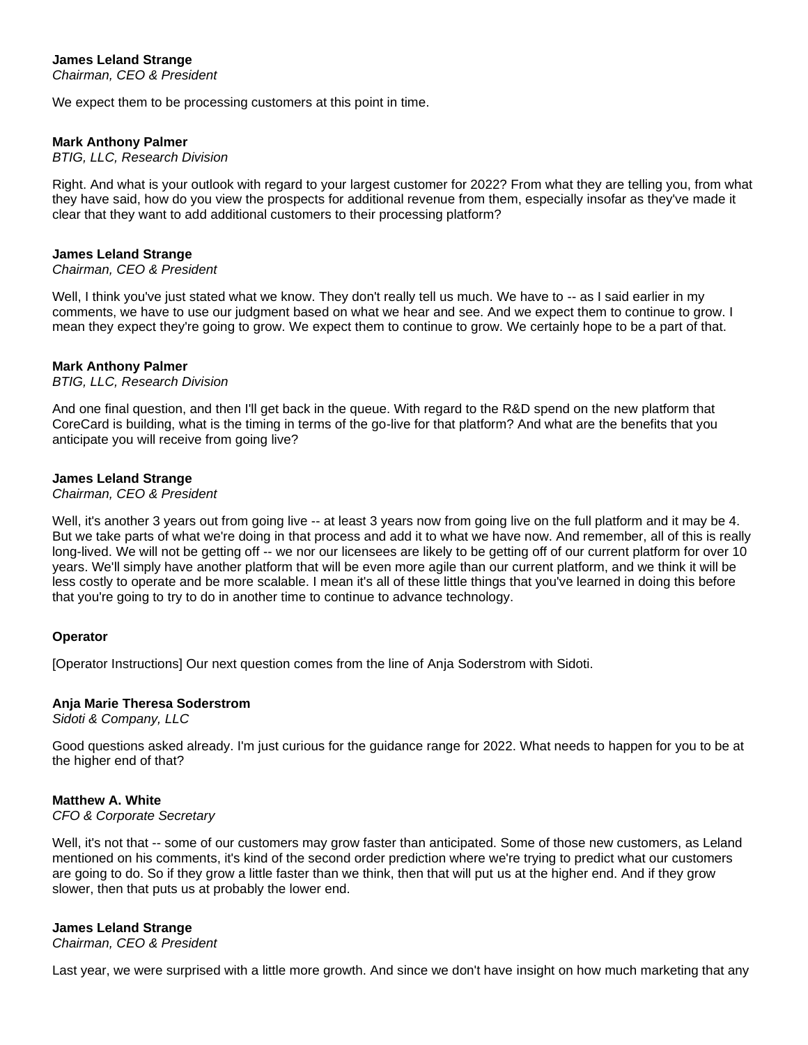**James Leland Strange**
*Chairman, CEO & President*

We expect them to be processing customers at this point in time.

**Mark Anthony Palmer**
*BTIG, LLC, Research Division*

Right. And what is your outlook with regard to your largest customer for 2022? From what they are telling you, from what they have said, how do you view the prospects for additional revenue from them, especially insofar as they've made it clear that they want to add additional customers to their processing platform?

**James Leland Strange**
*Chairman, CEO & President*

Well, I think you've just stated what we know. They don't really tell us much. We have to -- as I said earlier in my comments, we have to use our judgment based on what we hear and see. And we expect them to continue to grow. I mean they expect they're going to grow. We expect them to continue to grow. We certainly hope to be a part of that.

**Mark Anthony Palmer**
*BTIG, LLC, Research Division*

And one final question, and then I'll get back in the queue. With regard to the R&D spend on the new platform that CoreCard is building, what is the timing in terms of the go-live for that platform? And what are the benefits that you anticipate you will receive from going live?

**James Leland Strange**
*Chairman, CEO & President*

Well, it's another 3 years out from going live -- at least 3 years now from going live on the full platform and it may be 4. But we take parts of what we're doing in that process and add it to what we have now. And remember, all of this is really long-lived. We will not be getting off -- we nor our licensees are likely to be getting off of our current platform for over 10 years. We'll simply have another platform that will be even more agile than our current platform, and we think it will be less costly to operate and be more scalable. I mean it's all of these little things that you've learned in doing this before that you're going to try to do in another time to continue to advance technology.

**Operator**

[Operator Instructions] Our next question comes from the line of Anja Soderstrom with Sidoti.

**Anja Marie Theresa Soderstrom**
*Sidoti & Company, LLC*

Good questions asked already. I'm just curious for the guidance range for 2022. What needs to happen for you to be at the higher end of that?

**Matthew A. White**
*CFO & Corporate Secretary*

Well, it's not that -- some of our customers may grow faster than anticipated. Some of those new customers, as Leland mentioned on his comments, it's kind of the second order prediction where we're trying to predict what our customers are going to do. So if they grow a little faster than we think, then that will put us at the higher end. And if they grow slower, then that puts us at probably the lower end.

**James Leland Strange**
*Chairman, CEO & President*

Last year, we were surprised with a little more growth. And since we don't have insight on how much marketing that any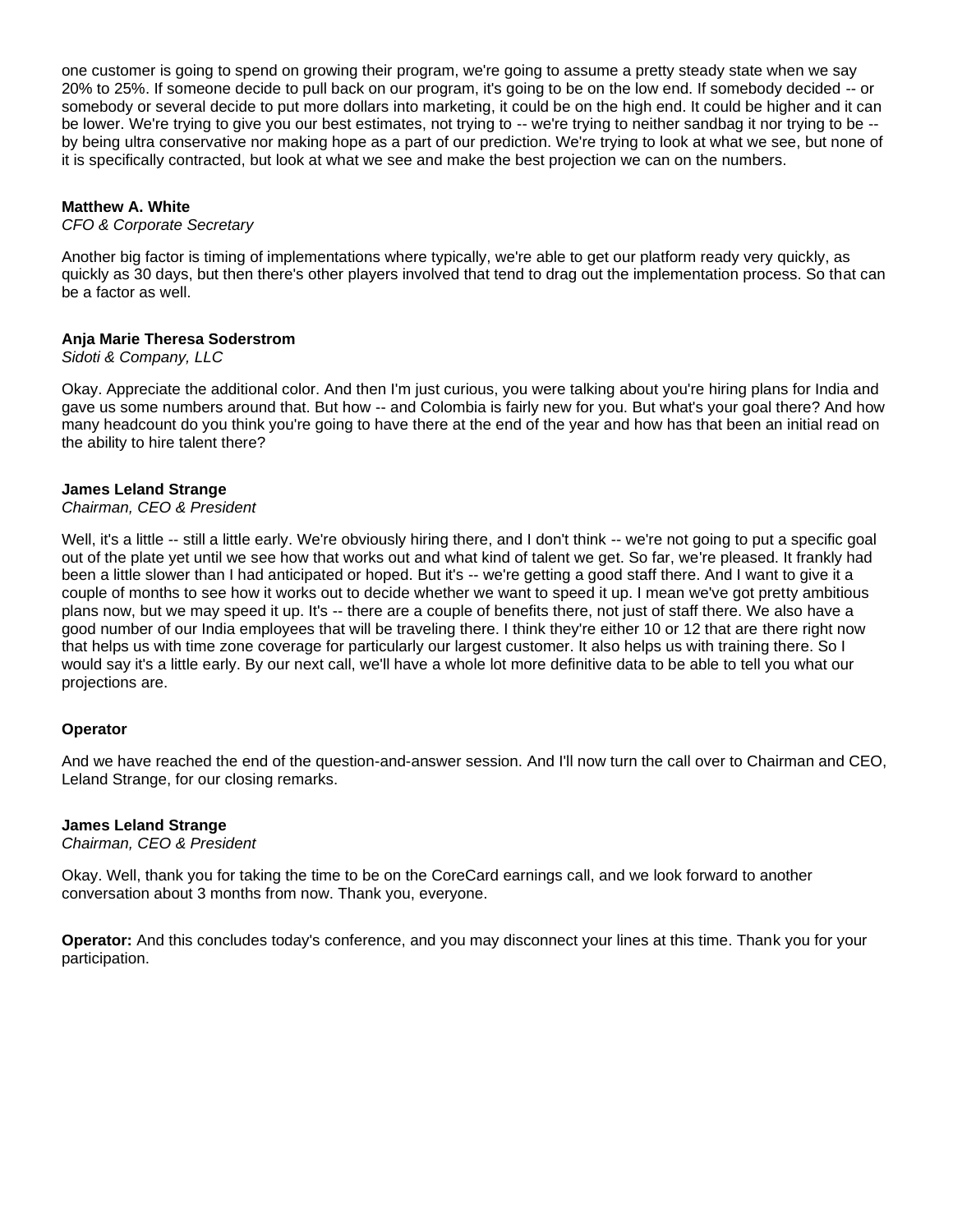one customer is going to spend on growing their program, we're going to assume a pretty steady state when we say 20% to 25%. If someone decide to pull back on our program, it's going to be on the low end. If somebody decided -- or somebody or several decide to put more dollars into marketing, it could be on the high end. It could be higher and it can be lower. We're trying to give you our best estimates, not trying to -- we're trying to neither sandbag it nor trying to be -- by being ultra conservative nor making hope as a part of our prediction. We're trying to look at what we see, but none of it is specifically contracted, but look at what we see and make the best projection we can on the numbers.

**Matthew A. White**
*CFO & Corporate Secretary*

Another big factor is timing of implementations where typically, we're able to get our platform ready very quickly, as quickly as 30 days, but then there's other players involved that tend to drag out the implementation process. So that can be a factor as well.

**Anja Marie Theresa Soderstrom**
*Sidoti & Company, LLC*

Okay. Appreciate the additional color. And then I'm just curious, you were talking about you're hiring plans for India and gave us some numbers around that. But how -- and Colombia is fairly new for you. But what's your goal there? And how many headcount do you think you're going to have there at the end of the year and how has that been an initial read on the ability to hire talent there?

**James Leland Strange**
*Chairman, CEO & President*

Well, it's a little -- still a little early. We're obviously hiring there, and I don't think -- we're not going to put a specific goal out of the plate yet until we see how that works out and what kind of talent we get. So far, we're pleased. It frankly had been a little slower than I had anticipated or hoped. But it's -- we're getting a good staff there. And I want to give it a couple of months to see how it works out to decide whether we want to speed it up. I mean we've got pretty ambitious plans now, but we may speed it up. It's -- there are a couple of benefits there, not just of staff there. We also have a good number of our India employees that will be traveling there. I think they're either 10 or 12 that are there right now that helps us with time zone coverage for particularly our largest customer. It also helps us with training there. So I would say it's a little early. By our next call, we'll have a whole lot more definitive data to be able to tell you what our projections are.

**Operator**

And we have reached the end of the question-and-answer session. And I'll now turn the call over to Chairman and CEO, Leland Strange, for our closing remarks.

**James Leland Strange**
*Chairman, CEO & President*

Okay. Well, thank you for taking the time to be on the CoreCard earnings call, and we look forward to another conversation about 3 months from now. Thank you, everyone.

**Operator:** And this concludes today's conference, and you may disconnect your lines at this time. Thank you for your participation.